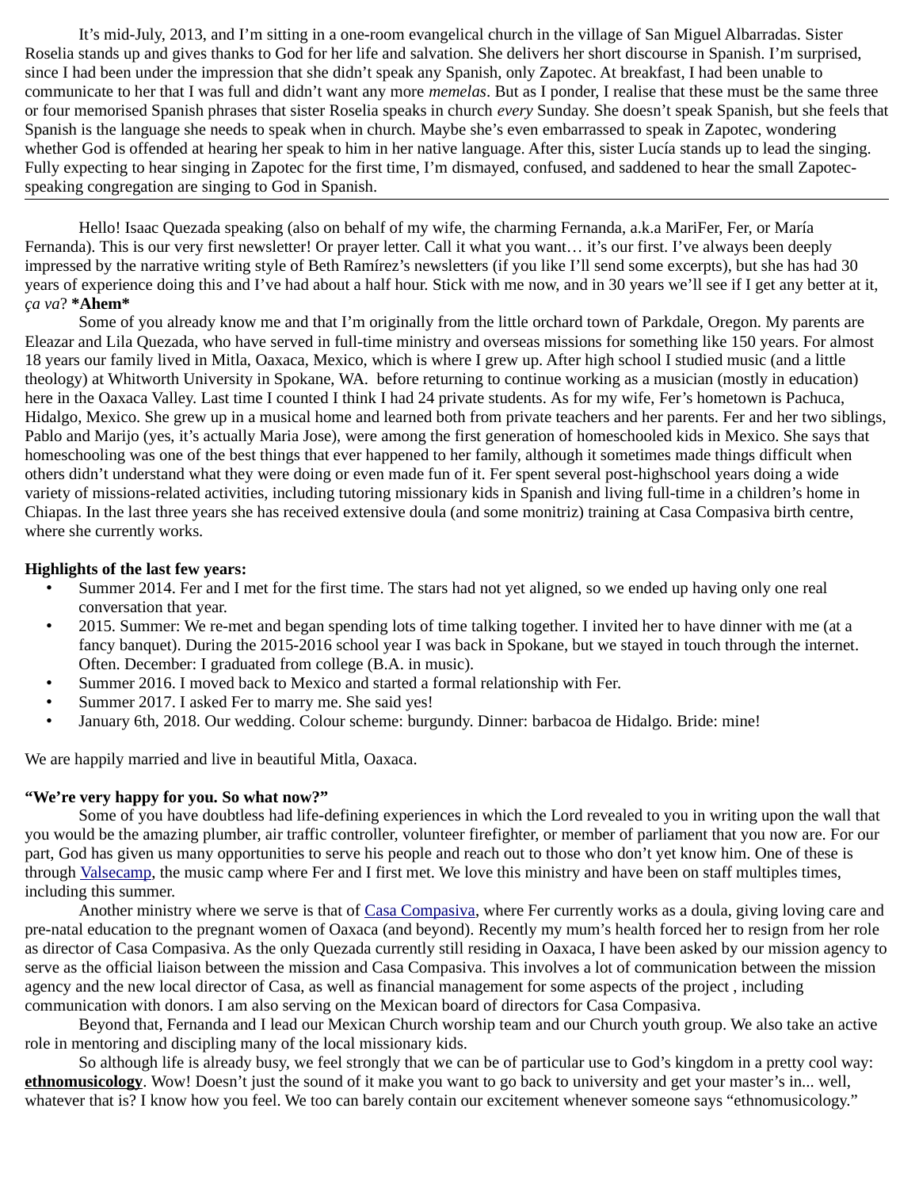It's mid-July, 2013, and I'm sitting in a one-room evangelical church in the village of San Miguel Albarradas. Sister Roselia stands up and gives thanks to God for her life and salvation. She delivers her short discourse in Spanish. I'm surprised, since I had been under the impression that she didn't speak any Spanish, only Zapotec. At breakfast, I had been unable to communicate to her that I was full and didn't want any more *memelas*. But as I ponder, I realise that these must be the same three or four memorised Spanish phrases that sister Roselia speaks in church *every* Sunday. She doesn't speak Spanish, but she feels that Spanish is the language she needs to speak when in church. Maybe she's even embarrassed to speak in Zapotec, wondering whether God is offended at hearing her speak to him in her native language. After this, sister Lucía stands up to lead the singing. Fully expecting to hear singing in Zapotec for the first time, I'm dismayed, confused, and saddened to hear the small Zapotec-speaking congregation are singing to God in Spanish.

---

Hello! Isaac Quezada speaking (also on behalf of my wife, the charming Fernanda, a.k.a MariFer, Fer, or María Fernanda). This is our very first newsletter! Or prayer letter. Call it what you want… it's our first. I've always been deeply impressed by the narrative writing style of Beth Ramírez's newsletters (if you like I'll send some excerpts), but she has had 30 years of experience doing this and I've had about a half hour. Stick with me now, and in 30 years we'll see if I get any better at it, *ça va*? **\*Ahem\***

Some of you already know me and that I'm originally from the little orchard town of Parkdale, Oregon. My parents are Eleazar and Lila Quezada, who have served in full-time ministry and overseas missions for something like 150 years. For almost 18 years our family lived in Mitla, Oaxaca, Mexico, which is where I grew up. After high school I studied music (and a little theology) at Whitworth University in Spokane, WA. before returning to continue working as a musician (mostly in education) here in the Oaxaca Valley. Last time I counted I think I had 24 private students. As for my wife, Fer's hometown is Pachuca, Hidalgo, Mexico. She grew up in a musical home and learned both from private teachers and her parents. Fer and her two siblings, Pablo and Marijo (yes, it's actually Maria Jose), were among the first generation of homeschooled kids in Mexico. She says that homeschooling was one of the best things that ever happened to her family, although it sometimes made things difficult when others didn't understand what they were doing or even made fun of it. Fer spent several post-highschool years doing a wide variety of missions-related activities, including tutoring missionary kids in Spanish and living full-time in a children's home in Chiapas. In the last three years she has received extensive doula (and some monitriz) training at Casa Compasiva birth centre, where she currently works.

**Highlights of the last few years:**

- Summer 2014. Fer and I met for the first time. The stars had not yet aligned, so we ended up having only one real conversation that year.
- 2015. Summer: We re-met and began spending lots of time talking together. I invited her to have dinner with me (at a fancy banquet). During the 2015-2016 school year I was back in Spokane, but we stayed in touch through the internet. Often. December: I graduated from college (B.A. in music).
- Summer 2016. I moved back to Mexico and started a formal relationship with Fer.
- Summer 2017. I asked Fer to marry me. She said yes!
- January 6th, 2018. Our wedding. Colour scheme: burgundy. Dinner: barbacoa de Hidalgo. Bride: mine!

We are happily married and live in beautiful Mitla, Oaxaca.

**"We're very happy for you. So what now?"**

Some of you have doubtless had life-defining experiences in which the Lord revealed to you in writing upon the wall that you would be the amazing plumber, air traffic controller, volunteer firefighter, or member of parliament that you now are. For our part, God has given us many opportunities to serve his people and reach out to those who don't yet know him. One of these is through Valsecamp, the music camp where Fer and I first met. We love this ministry and have been on staff multiples times, including this summer.

Another ministry where we serve is that of Casa Compasiva, where Fer currently works as a doula, giving loving care and pre-natal education to the pregnant women of Oaxaca (and beyond). Recently my mum's health forced her to resign from her role as director of Casa Compasiva. As the only Quezada currently still residing in Oaxaca, I have been asked by our mission agency to serve as the official liaison between the mission and Casa Compasiva. This involves a lot of communication between the mission agency and the new local director of Casa, as well as financial management for some aspects of the project , including communication with donors. I am also serving on the Mexican board of directors for Casa Compasiva.

Beyond that, Fernanda and I lead our Mexican Church worship team and our Church youth group. We also take an active role in mentoring and discipling many of the local missionary kids.

So although life is already busy, we feel strongly that we can be of particular use to God's kingdom in a pretty cool way: **ethnomusicology**. Wow! Doesn't just the sound of it make you want to go back to university and get your master's in... well, whatever that is? I know how you feel. We too can barely contain our excitement whenever someone says "ethnomusicology."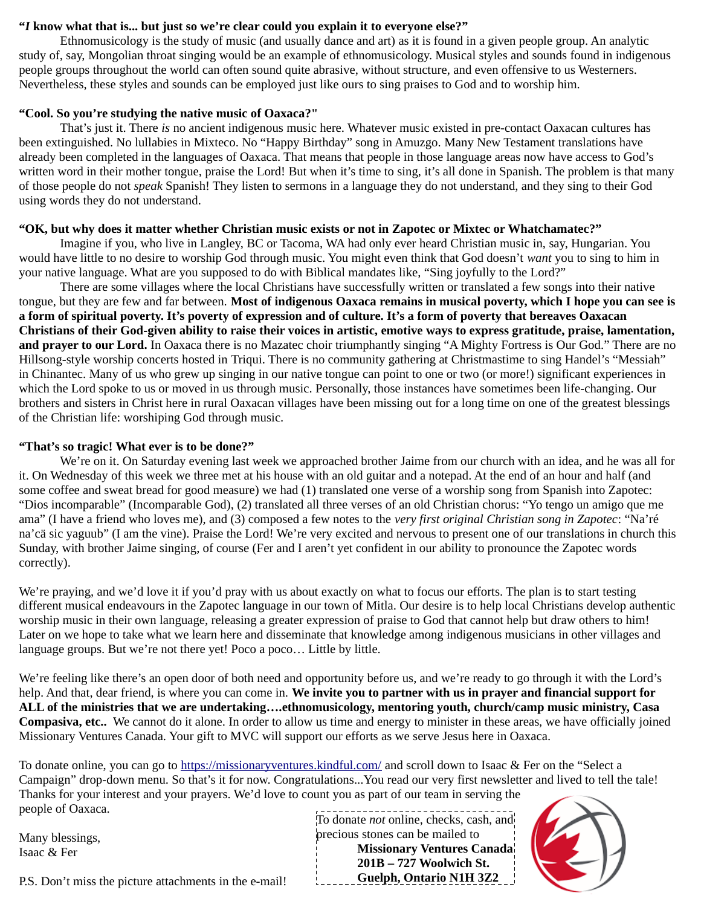**"*I* know what that is... but just so we're clear could you explain it to everyone else?"**

Ethnomusicology is the study of music (and usually dance and art) as it is found in a given people group. An analytic study of, say, Mongolian throat singing would be an example of ethnomusicology. Musical styles and sounds found in indigenous people groups throughout the world can often sound quite abrasive, without structure, and even offensive to us Westerners. Nevertheless, these styles and sounds can be employed just like ours to sing praises to God and to worship him.

**"Cool. So you're studying the native music of Oaxaca?"**

That's just it. There *is* no ancient indigenous music here. Whatever music existed in pre-contact Oaxacan cultures has been extinguished. No lullabies in Mixteco. No "Happy Birthday" song in Amuzgo. Many New Testament translations have already been completed in the languages of Oaxaca. That means that people in those language areas now have access to God's written word in their mother tongue, praise the Lord! But when it's time to sing, it's all done in Spanish. The problem is that many of those people do not *speak* Spanish! They listen to sermons in a language they do not understand, and they sing to their God using words they do not understand.

**"OK, but why does it matter whether Christian music exists or not in Zapotec or Mixtec or Whatchamatec?"**

Imagine if you, who live in Langley, BC or Tacoma, WA had only ever heard Christian music in, say, Hungarian. You would have little to no desire to worship God through music. You might even think that God doesn't *want* you to sing to him in your native language. What are you supposed to do with Biblical mandates like, "Sing joyfully to the Lord?"

There are some villages where the local Christians have successfully written or translated a few songs into their native tongue, but they are few and far between. **Most of indigenous Oaxaca remains in musical poverty, which I hope you can see is a form of spiritual poverty. It's poverty of expression and of culture. It's a form of poverty that bereaves Oaxacan Christians of their God-given ability to raise their voices in artistic, emotive ways to express gratitude, praise, lamentation, and prayer to our Lord.** In Oaxaca there is no Mazatec choir triumphantly singing "A Mighty Fortress is Our God." There are no Hillsong-style worship concerts hosted in Triqui. There is no community gathering at Christmastime to sing Handel's "Messiah" in Chinantec. Many of us who grew up singing in our native tongue can point to one or two (or more!) significant experiences in which the Lord spoke to us or moved in us through music. Personally, those instances have sometimes been life-changing. Our brothers and sisters in Christ here in rural Oaxacan villages have been missing out for a long time on one of the greatest blessings of the Christian life: worshiping God through music.

**"That's so tragic! What ever is to be done?"**

We're on it. On Saturday evening last week we approached brother Jaime from our church with an idea, and he was all for it. On Wednesday of this week we three met at his house with an old guitar and a notepad. At the end of an hour and half (and some coffee and sweat bread for good measure) we had (1) translated one verse of a worship song from Spanish into Zapotec: "Dios incomparable" (Incomparable God), (2) translated all three verses of an old Christian chorus: "Yo tengo un amigo que me ama" (I have a friend who loves me), and (3) composed a few notes to the *very first original Christian song in Zapotec*: "Na'ré na'cä sic yaguub" (I am the vine). Praise the Lord! We're very excited and nervous to present one of our translations in church this Sunday, with brother Jaime singing, of course (Fer and I aren't yet confident in our ability to pronounce the Zapotec words correctly).

We're praying, and we'd love it if you'd pray with us about exactly on what to focus our efforts. The plan is to start testing different musical endeavours in the Zapotec language in our town of Mitla. Our desire is to help local Christians develop authentic worship music in their own language, releasing a greater expression of praise to God that cannot help but draw others to him! Later on we hope to take what we learn here and disseminate that knowledge among indigenous musicians in other villages and language groups. But we're not there yet! Poco a poco… Little by little.

We're feeling like there's an open door of both need and opportunity before us, and we're ready to go through it with the Lord's help. And that, dear friend, is where you can come in. **We invite you to partner with us in prayer and financial support for ALL of the ministries that we are undertaking….ethnomusicology, mentoring youth, church/camp music ministry, Casa Compasiva, etc..** We cannot do it alone. In order to allow us time and energy to minister in these areas, we have officially joined Missionary Ventures Canada. Your gift to MVC will support our efforts as we serve Jesus here in Oaxaca.

To donate online, you can go to https://missionaryventures.kindful.com/ and scroll down to Isaac & Fer on the "Select a Campaign" drop-down menu. So that's it for now. Congratulations...You read our very first newsletter and lived to tell the tale! Thanks for your interest and your prayers. We'd love to count you as part of our team in serving the people of Oaxaca.

Many blessings,
Isaac & Fer

To donate *not* online, checks, cash, and precious stones can be mailed to
**Missionary Ventures Canada**
**201B – 727 Woolwich St.**
**Guelph, Ontario N1H 3Z2**

P.S. Don't miss the picture attachments in the e-mail!